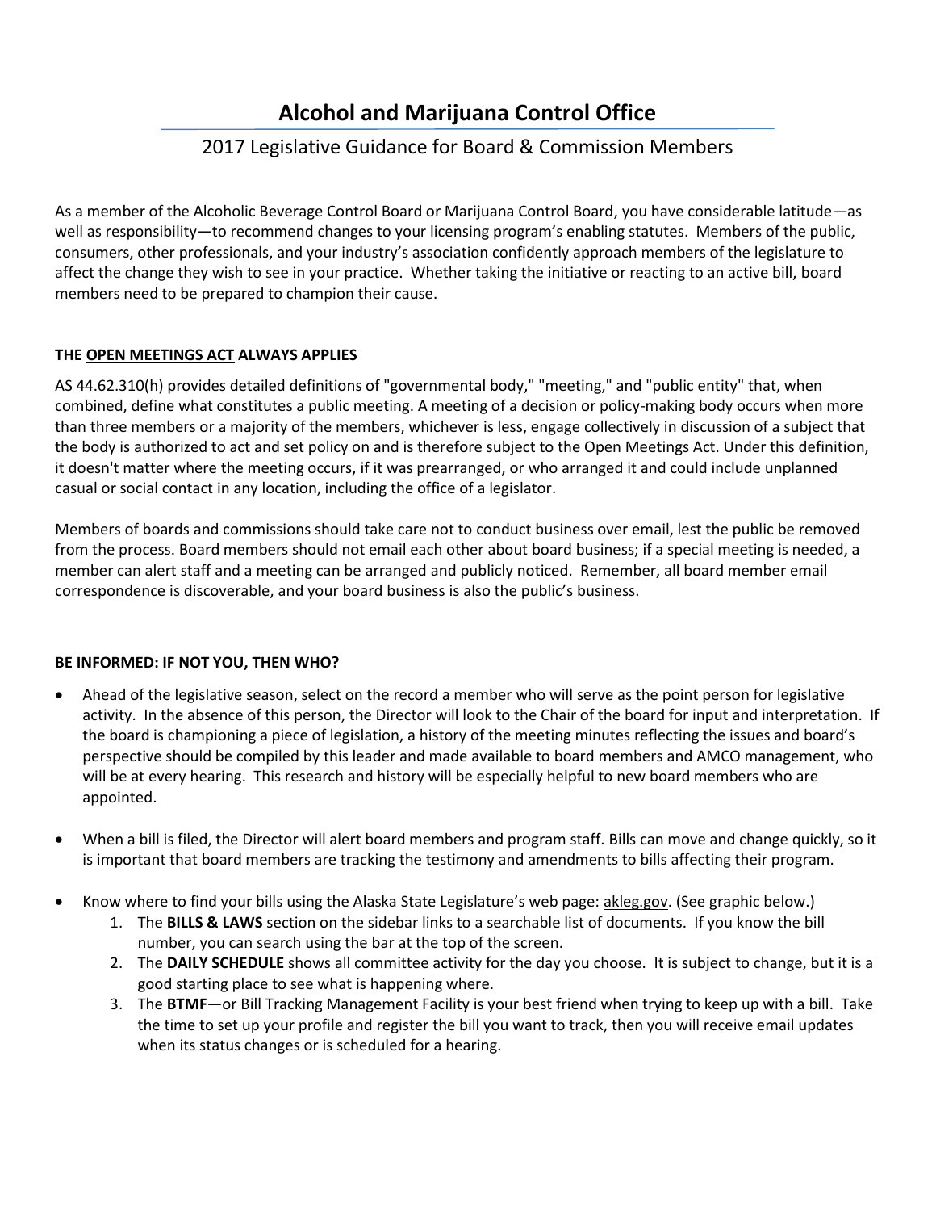# Alcohol and Marijuana Control Office

## 2017 Legislative Guidance for Board & Commission Members

As a member of the Alcoholic Beverage Control Board or Marijuana Control Board, you have considerable latitude—as well as responsibility—to recommend changes to your licensing program's enabling statutes. Members of the public, consumers, other professionals, and your industry's association confidently approach members of the legislature to affect the change they wish to see in your practice. Whether taking the initiative or reacting to an active bill, board members need to be prepared to champion their cause.

### THE OPEN MEETINGS ACT ALWAYS APPLIES

AS 44.62.310(h) provides detailed definitions of "governmental body," "meeting," and "public entity" that, when combined, define what constitutes a public meeting. A meeting of a decision or policy-making body occurs when more than three members or a majority of the members, whichever is less, engage collectively in discussion of a subject that the body is authorized to act and set policy on and is therefore subject to the Open Meetings Act. Under this definition, it doesn't matter where the meeting occurs, if it was prearranged, or who arranged it and could include unplanned casual or social contact in any location, including the office of a legislator.

Members of boards and commissions should take care not to conduct business over email, lest the public be removed from the process. Board members should not email each other about board business; if a special meeting is needed, a member can alert staff and a meeting can be arranged and publicly noticed. Remember, all board member email correspondence is discoverable, and your board business is also the public's business.

### BE INFORMED: IF NOT YOU, THEN WHO?

- Ahead of the legislative season, select on the record a member who will serve as the point person for legislative activity. In the absence of this person, the Director will look to the Chair of the board for input and interpretation. If the board is championing a piece of legislation, a history of the meeting minutes reflecting the issues and board's perspective should be compiled by this leader and made available to board members and AMCO management, who will be at every hearing. This research and history will be especially helpful to new board members who are appointed.
- When a bill is filed, the Director will alert board members and program staff. Bills can move and change quickly, so it is important that board members are tracking the testimony and amendments to bills affecting their program.
- Know where to find your bills using the Alaska State Legislature's web page: akleg.gov. (See graphic below.)
  1. The **BILLS & LAWS** section on the sidebar links to a searchable list of documents. If you know the bill number, you can search using the bar at the top of the screen.
  2. The **DAILY SCHEDULE** shows all committee activity for the day you choose. It is subject to change, but it is a good starting place to see what is happening where.
  3. The **BTMF**—or Bill Tracking Management Facility is your best friend when trying to keep up with a bill. Take the time to set up your profile and register the bill you want to track, then you will receive email updates when its status changes or is scheduled for a hearing.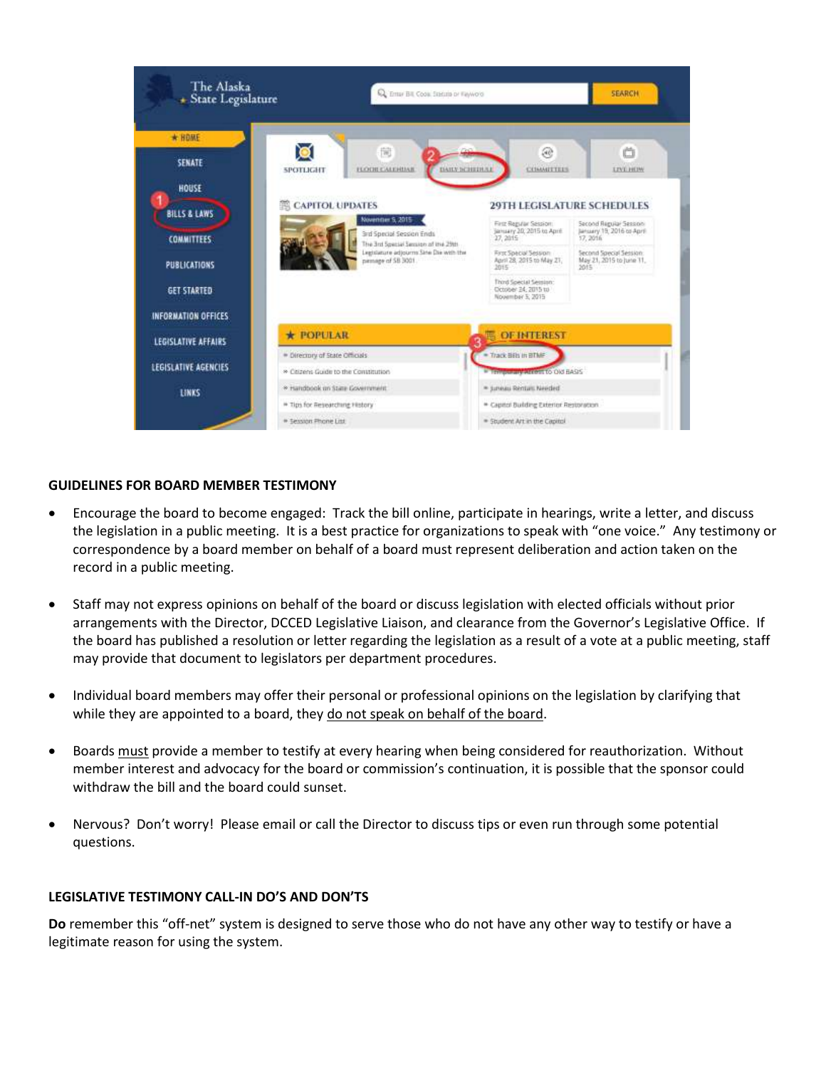**GUIDELINES FOR BOARD MEMBER TESTIMONY**

- Encourage the board to become engaged: Track the bill online, participate in hearings, write a letter, and discuss the legislation in a public meeting. It is a best practice for organizations to speak with "one voice." Any testimony or correspondence by a board member on behalf of a board must represent deliberation and action taken on the record in a public meeting.

- Staff may not express opinions on behalf of the board or discuss legislation with elected officials without prior arrangements with the Director, DCCED Legislative Liaison, and clearance from the Governor's Legislative Office. If the board has published a resolution or letter regarding the legislation as a result of a vote at a public meeting, staff may provide that document to legislators per department procedures.

- Individual board members may offer their personal or professional opinions on the legislation by clarifying that while they are appointed to a board, they do not speak on behalf of the board.

- Boards must provide a member to testify at every hearing when being considered for reauthorization. Without member interest and advocacy for the board or commission's continuation, it is possible that the sponsor could withdraw the bill and the board could sunset.

- Nervous? Don't worry! Please email or call the Director to discuss tips or even run through some potential questions.

**LEGISLATIVE TESTIMONY CALL-IN DO'S AND DON'TS**

**Do** remember this "off-net" system is designed to serve those who do not have any other way to testify or have a legitimate reason for using the system.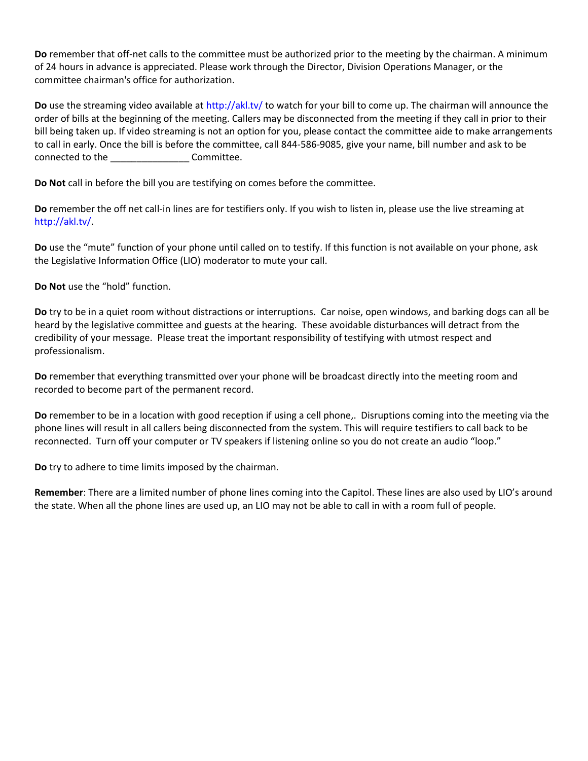**Do** remember that off-net calls to the committee must be authorized prior to the meeting by the chairman. A minimum of 24 hours in advance is appreciated. Please work through the Director, Division Operations Manager, or the committee chairman's office for authorization.

**Do** use the streaming video available at http://akl.tv/ to watch for your bill to come up. The chairman will announce the order of bills at the beginning of the meeting. Callers may be disconnected from the meeting if they call in prior to their bill being taken up. If video streaming is not an option for you, please contact the committee aide to make arrangements to call in early. Once the bill is before the committee, call 844-586-9085, give your name, bill number and ask to be connected to the _______________ Committee.

**Do Not** call in before the bill you are testifying on comes before the committee.

**Do** remember the off net call-in lines are for testifiers only. If you wish to listen in, please use the live streaming at http://akl.tv/.

**Do** use the "mute" function of your phone until called on to testify. If this function is not available on your phone, ask the Legislative Information Office (LIO) moderator to mute your call.

**Do Not** use the "hold" function.

**Do** try to be in a quiet room without distractions or interruptions. Car noise, open windows, and barking dogs can all be heard by the legislative committee and guests at the hearing. These avoidable disturbances will detract from the credibility of your message. Please treat the important responsibility of testifying with utmost respect and professionalism.

**Do** remember that everything transmitted over your phone will be broadcast directly into the meeting room and recorded to become part of the permanent record.

**Do** remember to be in a location with good reception if using a cell phone,. Disruptions coming into the meeting via the phone lines will result in all callers being disconnected from the system. This will require testifiers to call back to be reconnected. Turn off your computer or TV speakers if listening online so you do not create an audio "loop."

**Do** try to adhere to time limits imposed by the chairman.

**Remember**: There are a limited number of phone lines coming into the Capitol. These lines are also used by LIO's around the state. When all the phone lines are used up, an LIO may not be able to call in with a room full of people.